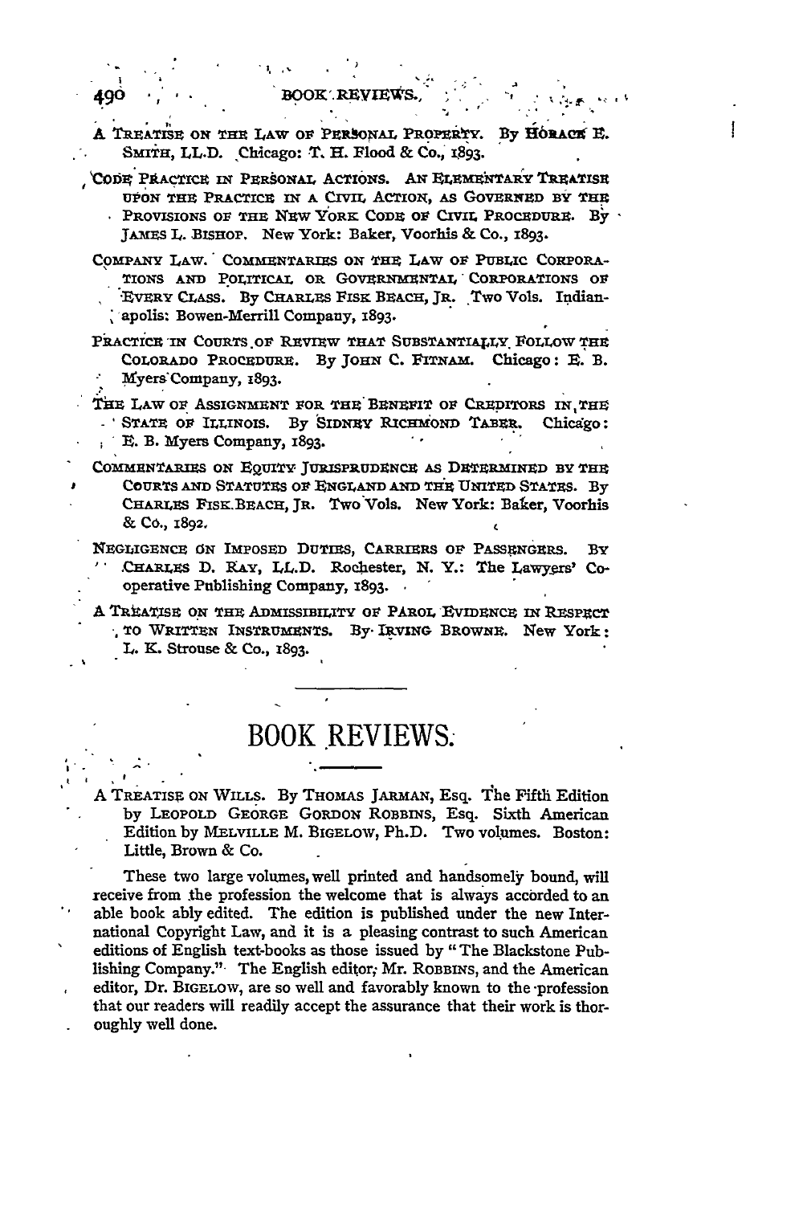A TREATISE ON THE LAW OF PERSONAL PROPERTY. By HORACE E. SMITH, LL.D. Chicago: T. H. Flood & Co., 1893.

CODE PRACTICE IN PERSONAL ACTIONS. AN ELEMENTARY TREATISE UPON THE PRACTICE IN A CIVIL ACTION, AS GOVERNED BY THE PROVISIONS OF THE NEW YORK CODE OF CIVIL PROCEDURE. By JAMES L. BISHOP. New York: Baker, Voorhis & Co., 1893.

COMPANY LAW. COMMENTARIES ON THE LAW OF PUBLIC CORPORATIONS AND POLITICAL OR GOVERNMENTAL CORPORATIONS OF EVERY CLASS. By CHARLES FISK BEACH, JR. Two Vols. Indianapolis: Bowen-Merrill Company, 1893.

PRACTICE IN COURTS OF REVIEW THAT SUBSTANTIALLY FOLLOW THE COLORADO PROCEDURE. By JOHN C. FITNAM. Chicago: E. B. Myers Company, 1893.

THE LAW OF ASSIGNMENT FOR THE BENEFIT OF CREDITORS IN THE STATE OF ILLINOIS. By SIDNEY RICHMOND TABER. Chicago: E. B. Myers Company, 1893.

COMMENTARIES ON EQUITY JURISPRUDENCE AS DETERMINED BY THE COURTS AND STATUTES OF ENGLAND AND THE UNITED STATES. By CHARLES FISK BEACH, JR. Two Vols. New York: Baker, Voorhis & Co., 1892.

NEGLIGENCE ON IMPOSED DUTIES, CARRIERS OF PASSENGERS. By CHARLES D. RAY, LL.D. Rochester, N. Y.: The Lawyers' Cooperative Publishing Company, 1893.

A TREATISE ON THE ADMISSIBILITY OF PAROL EVIDENCE IN RESPECT TO WRITTEN INSTRUMENTS. By IRVING BROWNE. New York: L. K. Strouse & Co., 1893.

# BOOK REVIEWS.

A TREATISE ON WILLS. By THOMAS JARMAN, Esq. The Fifth Edition by LEOPOLD GEORGE GORDON ROBBINS, Esq. Sixth American Edition by MELVILLE M. BIGELOW, Ph.D. Two volumes. Boston: Little, Brown & Co.

These two large volumes, well printed and handsomely bound, will receive from the profession the welcome that is always accorded to an able book ably edited. The edition is published under the new International Copyright Law, and it is a pleasing contrast to such American editions of English text-books as those issued by "The Blackstone Publishing Company." The English editor, Mr. ROBBINS, and the American editor, Dr. BIGELOW, are so well and favorably known to the profession that our readers will readily accept the assurance that their work is thoroughly well done.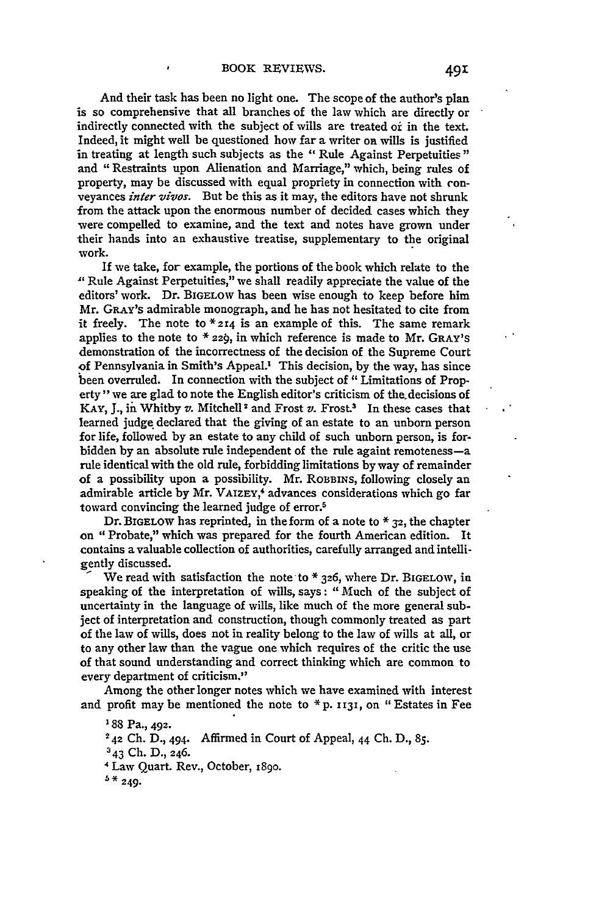And their task has been no light one. The scope of the author's plan is so comprehensive that all branches of the law which are directly or indirectly connected with the subject of wills are treated of in the text. Indeed, it might well be questioned how far a writer on wills is justified in treating at length such subjects as the "Rule Against Perpetuities" and "Restraints upon Alienation and Marriage," which, being rules of property, may be discussed with equal propriety in connection with conveyances *inter vivos*. But be this as it may, the editors have not shrunk from the attack upon the enormous number of decided cases which they were compelled to examine, and the text and notes have grown under their hands into an exhaustive treatise, supplementary to the original work.

If we take, for example, the portions of the book which relate to the "Rule Against Perpetuities," we shall readily appreciate the value of the editors' work. Dr. BIGELOW has been wise enough to keep before him Mr. GRAY's admirable monograph, and he has not hesitated to cite from it freely. The note to *214 is an example of this. The same remark applies to the note to * 229, in which reference is made to Mr. GRAY'S demonstration of the incorrectness of the decision of the Supreme Court of Pennsylvania in Smith's Appeal.[1] This decision, by the way, has since been overruled. In connection with the subject of "Limitations of Property" we are glad to note the English editor's criticism of the decisions of KAY, J., in Whitby *v.* Mitchell[2] and Frost *v.* Frost.[3] In these cases that learned judge declared that the giving of an estate to an unborn person for life, followed by an estate to any child of such unborn person, is forbidden by an absolute rule independent of the rule againt remoteness—a rule identical with the old rule, forbidding limitations by way of remainder of a possibility upon a possibility. Mr. ROBBINS, following closely an admirable article by Mr. VAIZEY,[4] advances considerations which go far toward convincing the learned judge of error.[5]

Dr. BIGELOW has reprinted, in the form of a note to * 32, the chapter on "Probate," which was prepared for the fourth American edition. It contains a valuable collection of authorities, carefully arranged and intelligently discussed.

We read with satisfaction the note to * 326, where Dr. BIGELOW, in speaking of the interpretation of wills, says: "Much of the subject of uncertainty in the language of wills, like much of the more general subject of interpretation and construction, though commonly treated as part of the law of wills, does not in reality belong to the law of wills at all, or to any other law than the vague one which requires of the critic the use of that sound understanding and correct thinking which are common to every department of criticism."

Among the other longer notes which we have examined with interest and profit may be mentioned the note to *p. 1131, on "Estates in Fee

[1] 88 Pa., 492.

[2] 42 Ch. D., 494. Affirmed in Court of Appeal, 44 Ch. D., 85.

[3] 43 Ch. D., 246.

[4] Law Quart. Rev., October, 1890.

[5] * 249.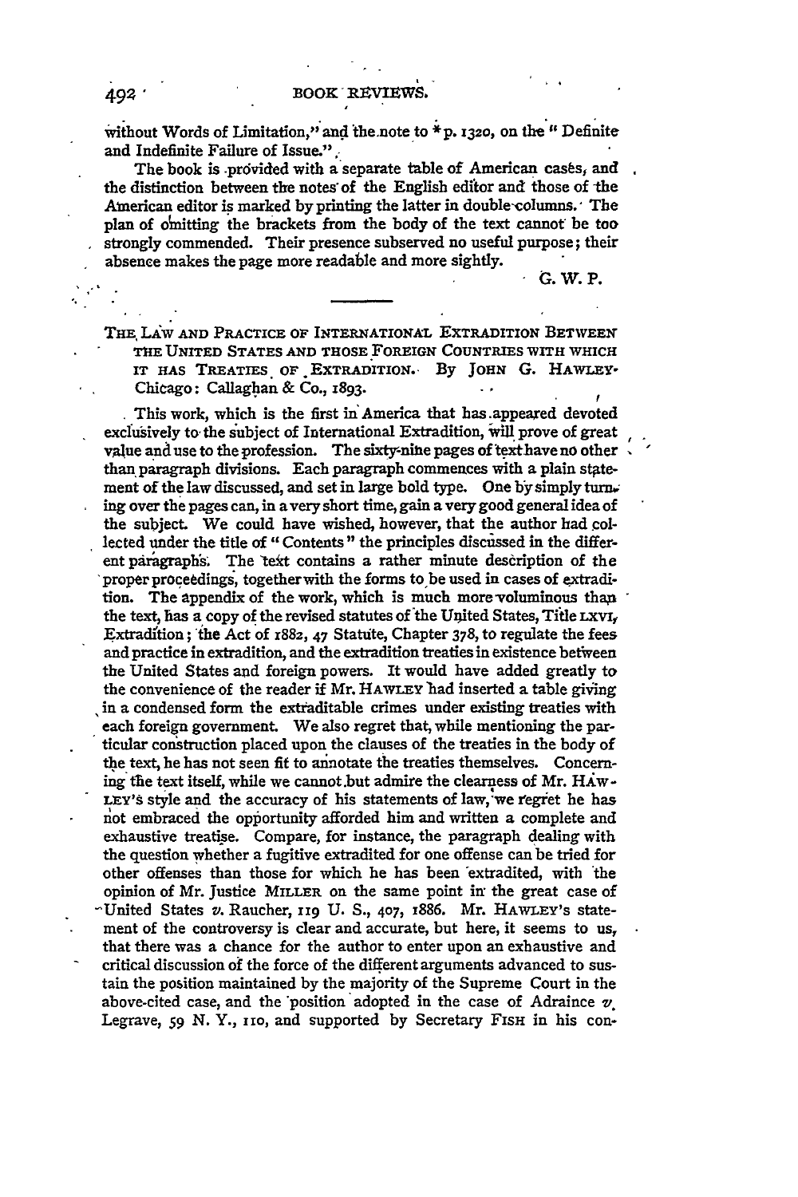without Words of Limitation," and the note to *p. 1320, on the "Definite and Indefinite Failure of Issue."

The book is provided with a separate table of American cases, and the distinction between the notes of the English editor and those of the American editor is marked by printing the latter in double-columns. The plan of omitting the brackets from the body of the text cannot be too strongly commended. Their presence subserved no useful purpose; their absence makes the page more readable and more sightly.

G. W. P.

---

THE LAW AND PRACTICE OF INTERNATIONAL EXTRADITION BETWEEN THE UNITED STATES AND THOSE FOREIGN COUNTRIES WITH WHICH IT HAS TREATIES OF EXTRADITION. By JOHN G. HAWLEY. Chicago: Callaghan & Co., 1893.

This work, which is the first in America that has appeared devoted exclusively to the subject of International Extradition, will prove of great value and use to the profession. The sixty-nine pages of text have no other than paragraph divisions. Each paragraph commences with a plain statement of the law discussed, and set in large bold type. One by simply turning over the pages can, in a very short time, gain a very good general idea of the subject. We could have wished, however, that the author had collected under the title of "Contents" the principles discussed in the different paragraphs. The text contains a rather minute description of the proper proceedings, together with the forms to be used in cases of extradition. The appendix of the work, which is much more voluminous than the text, has a copy of the revised statutes of the United States, Title LXVI, Extradition; the Act of 1882, 47 Statute, Chapter 378, to regulate the fees and practice in extradition, and the extradition treaties in existence between the United States and foreign powers. It would have added greatly to the convenience of the reader if Mr. HAWLEY had inserted a table giving in a condensed form the extraditable crimes under existing treaties with each foreign government. We also regret that, while mentioning the particular construction placed upon the clauses of the treaties in the body of the text, he has not seen fit to annotate the treaties themselves. Concerning the text itself, while we cannot but admire the clearness of Mr. HAWLEY'S style and the accuracy of his statements of law, we regret he has not embraced the opportunity afforded him and written a complete and exhaustive treatise. Compare, for instance, the paragraph dealing with the question whether a fugitive extradited for one offense can be tried for other offenses than those for which he has been extradited, with the opinion of Mr. Justice MILLER on the same point in the great case of United States *v.* Raucher, 119 U. S., 407, 1886. Mr. HAWLEY'S statement of the controversy is clear and accurate, but here, it seems to us, that there was a chance for the author to enter upon an exhaustive and critical discussion of the force of the different arguments advanced to sustain the position maintained by the majority of the Supreme Court in the above-cited case, and the position adopted in the case of Adraince *v.* Legrave, 59 N. Y., 110, and supported by Secretary FISH in his con-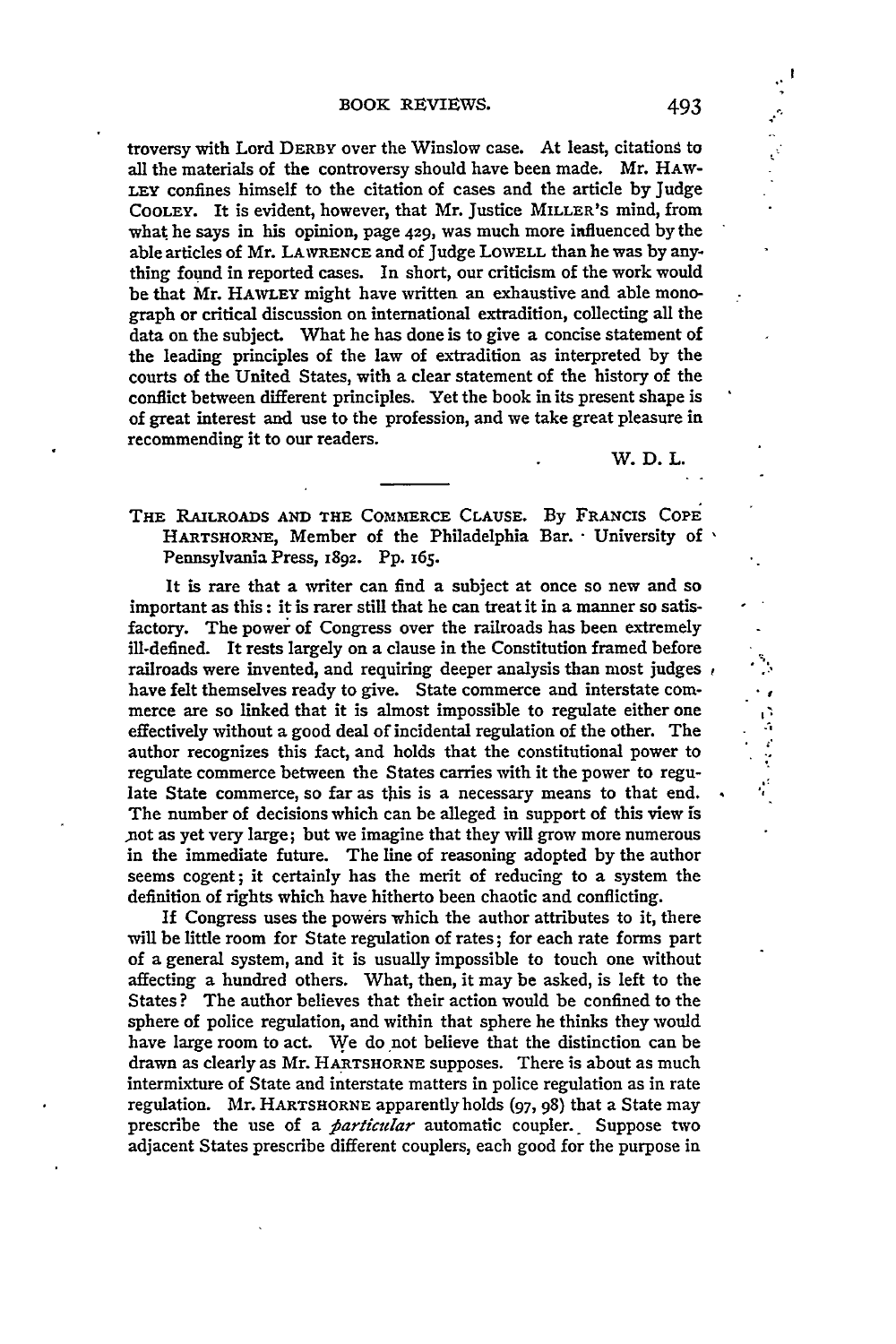troversy with Lord DERBY over the Winslow case. At least, citations to all the materials of the controversy should have been made. Mr. HAWLEY confines himself to the citation of cases and the article by Judge COOLEY. It is evident, however, that Mr. Justice MILLER'S mind, from what he says in his opinion, page 429, was much more influenced by the able articles of Mr. LAWRENCE and of Judge LOWELL than he was by anything found in reported cases. In short, our criticism of the work would be that Mr. HAWLEY might have written an exhaustive and able monograph or critical discussion on international extradition, collecting all the data on the subject. What he has done is to give a concise statement of the leading principles of the law of extradition as interpreted by the courts of the United States, with a clear statement of the history of the conflict between different principles. Yet the book in its present shape is of great interest and use to the profession, and we take great pleasure in recommending it to our readers.

W. D. L.

---

THE RAILROADS AND THE COMMERCE CLAUSE. By FRANCIS COPE HARTSHORNE, Member of the Philadelphia Bar. University of Pennsylvania Press, 1892. Pp. 165.

It is rare that a writer can find a subject at once so new and so important as this: it is rarer still that he can treat it in a manner so satisfactory. The power of Congress over the railroads has been extremely ill-defined. It rests largely on a clause in the Constitution framed before railroads were invented, and requiring deeper analysis than most judges have felt themselves ready to give. State commerce and interstate commerce are so linked that it is almost impossible to regulate either one effectively without a good deal of incidental regulation of the other. The author recognizes this fact, and holds that the constitutional power to regulate commerce between the States carries with it the power to regulate State commerce, so far as this is a necessary means to that end. The number of decisions which can be alleged in support of this view is not as yet very large; but we imagine that they will grow more numerous in the immediate future. The line of reasoning adopted by the author seems cogent; it certainly has the merit of reducing to a system the definition of rights which have hitherto been chaotic and conflicting.

If Congress uses the powers which the author attributes to it, there will be little room for State regulation of rates; for each rate forms part of a general system, and it is usually impossible to touch one without affecting a hundred others. What, then, it may be asked, is left to the States? The author believes that their action would be confined to the sphere of police regulation, and within that sphere he thinks they would have large room to act. We do not believe that the distinction can be drawn as clearly as Mr. HARTSHORNE supposes. There is about as much intermixture of State and interstate matters in police regulation as in rate regulation. Mr. HARTSHORNE apparently holds (97, 98) that a State may prescribe the use of a *particular* automatic coupler. Suppose two adjacent States prescribe different couplers, each good for the purpose in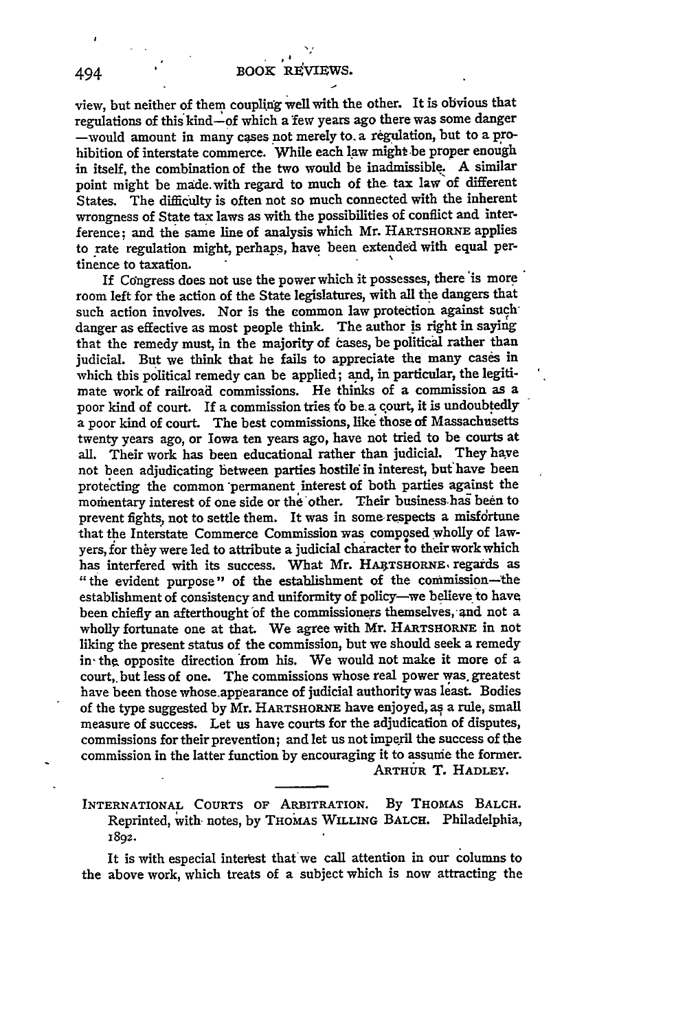view, but neither of them coupling well with the other. It is obvious that regulations of this kind—of which a few years ago there was some danger—would amount in many cases not merely to a regulation, but to a prohibition of interstate commerce. While each law might be proper enough in itself, the combination of the two would be inadmissible. A similar point might be made with regard to much of the tax law of different States. The difficulty is often not so much connected with the inherent wrongness of State tax laws as with the possibilities of conflict and interference; and the same line of analysis which Mr. HARTSHORNE applies to rate regulation might, perhaps, have been extended with equal pertinence to taxation.

If Congress does not use the power which it possesses, there is more room left for the action of the State legislatures, with all the dangers that such action involves. Nor is the common law protection against such danger as effective as most people think. The author is right in saying that the remedy must, in the majority of cases, be political rather than judicial. But we think that he fails to appreciate the many cases in which this political remedy can be applied; and, in particular, the legitimate work of railroad commissions. He thinks of a commission as a poor kind of court. If a commission tries to be a court, it is undoubtedly a poor kind of court. The best commissions, like those of Massachusetts twenty years ago, or Iowa ten years ago, have not tried to be courts at all. Their work has been educational rather than judicial. They have not been adjudicating between parties hostile in interest, but have been protecting the common permanent interest of both parties against the momentary interest of one side or the other. Their business has been to prevent fights, not to settle them. It was in some respects a misfortune that the Interstate Commerce Commission was composed wholly of lawyers, for they were led to attribute a judicial character to their work which has interfered with its success. What Mr. HARTSHORNE regards as "the evident purpose" of the establishment of the commission—the establishment of consistency and uniformity of policy—we believe to have been chiefly an afterthought of the commissioners themselves, and not a wholly fortunate one at that. We agree with Mr. HARTSHORNE in not liking the present status of the commission, but we should seek a remedy in the opposite direction from his. We would not make it more of a court, but less of one. The commissions whose real power was greatest have been those whose appearance of judicial authority was least. Bodies of the type suggested by Mr. HARTSHORNE have enjoyed, as a rule, small measure of success. Let us have courts for the adjudication of disputes, commissions for their prevention; and let us not imperil the success of the commission in the latter function by encouraging it to assume the former.

ARTHUR T. HADLEY.

---

INTERNATIONAL COURTS OF ARBITRATION. By THOMAS BALCH. Reprinted, with notes, by THOMAS WILLING BALCH. Philadelphia, 1892.

It is with especial interest that we call attention in our columns to the above work, which treats of a subject which is now attracting the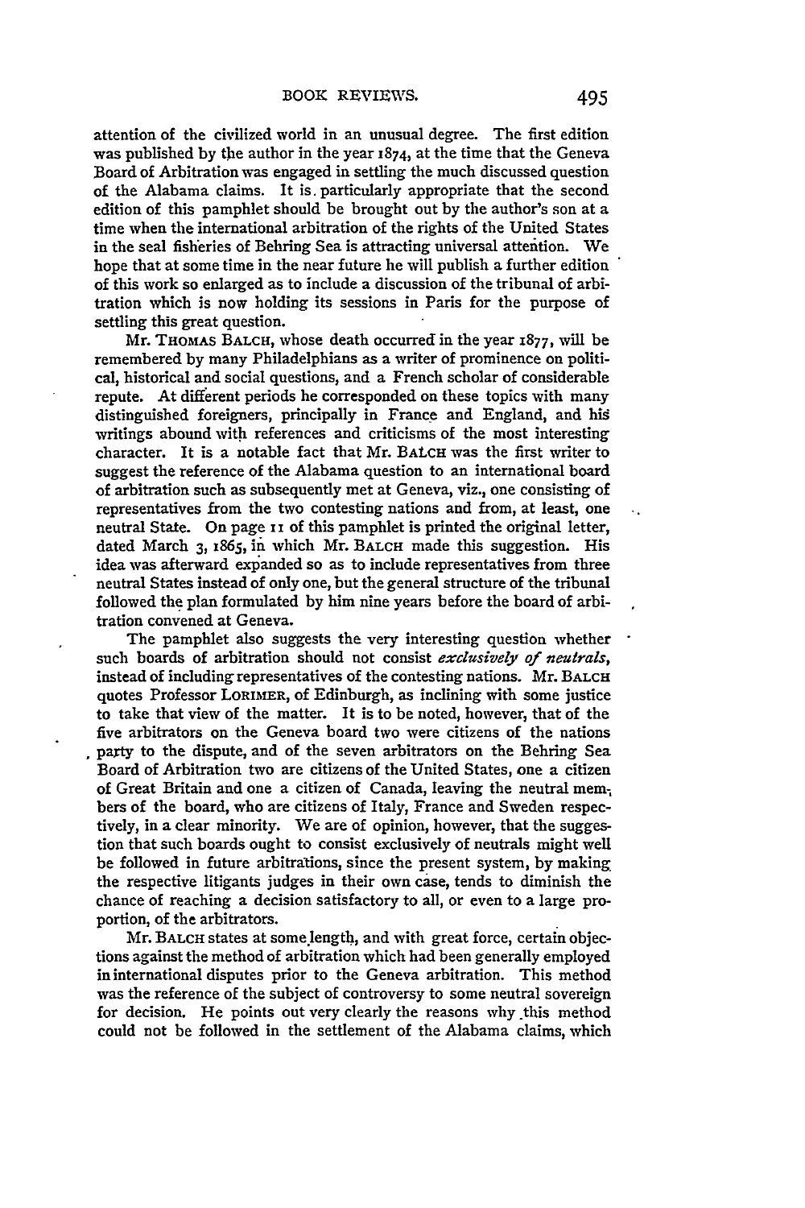attention of the civilized world in an unusual degree. The first edition was published by the author in the year 1874, at the time that the Geneva Board of Arbitration was engaged in settling the much discussed question of the Alabama claims. It is particularly appropriate that the second edition of this pamphlet should be brought out by the author's son at a time when the international arbitration of the rights of the United States in the seal fisheries of Behring Sea is attracting universal attention. We hope that at some time in the near future he will publish a further edition of this work so enlarged as to include a discussion of the tribunal of arbitration which is now holding its sessions in Paris for the purpose of settling this great question.

Mr. THOMAS BALCH, whose death occurred in the year 1877, will be remembered by many Philadelphians as a writer of prominence on political, historical and social questions, and a French scholar of considerable repute. At different periods he corresponded on these topics with many distinguished foreigners, principally in France and England, and his writings abound with references and criticisms of the most interesting character. It is a notable fact that Mr. BALCH was the first writer to suggest the reference of the Alabama question to an international board of arbitration such as subsequently met at Geneva, viz., one consisting of representatives from the two contesting nations and from, at least, one neutral State. On page 11 of this pamphlet is printed the original letter, dated March 3, 1865, in which Mr. BALCH made this suggestion. His idea was afterward expanded so as to include representatives from three neutral States instead of only one, but the general structure of the tribunal followed the plan formulated by him nine years before the board of arbitration convened at Geneva.

The pamphlet also suggests the very interesting question whether such boards of arbitration should not consist *exclusively of neutrals*, instead of including representatives of the contesting nations. Mr. BALCH quotes Professor LORIMER, of Edinburgh, as inclining with some justice to take that view of the matter. It is to be noted, however, that of the five arbitrators on the Geneva board two were citizens of the nations party to the dispute, and of the seven arbitrators on the Behring Sea Board of Arbitration two are citizens of the United States, one a citizen of Great Britain and one a citizen of Canada, leaving the neutral members of the board, who are citizens of Italy, France and Sweden respectively, in a clear minority. We are of opinion, however, that the suggestion that such boards ought to consist exclusively of neutrals might well be followed in future arbitrations, since the present system, by making the respective litigants judges in their own case, tends to diminish the chance of reaching a decision satisfactory to all, or even to a large proportion, of the arbitrators.

Mr. BALCH states at some length, and with great force, certain objections against the method of arbitration which had been generally employed in international disputes prior to the Geneva arbitration. This method was the reference of the subject of controversy to some neutral sovereign for decision. He points out very clearly the reasons why this method could not be followed in the settlement of the Alabama claims, which